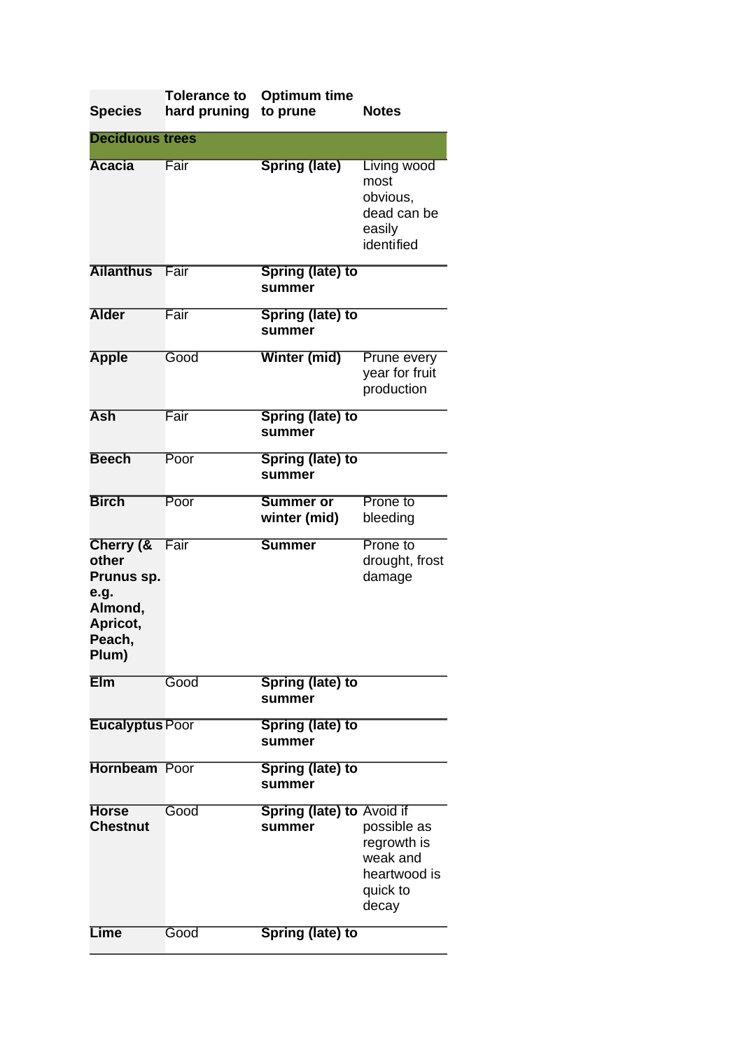| Species | Tolerance to hard pruning | Optimum time to prune | Notes |
|---|---|---|---|
| **Deciduous trees** | | | |
| **Acacia** | Fair | **Spring (late)** | Living wood most obvious, dead can be easily identified |
| **Ailanthus** | Fair | **Spring (late) to summer** | |
| **Alder** | Fair | **Spring (late) to summer** | |
| **Apple** | Good | **Winter (mid)** | Prune every year for fruit production |
| **Ash** | Fair | **Spring (late) to summer** | |
| **Beech** | Poor | **Spring (late) to summer** | |
| **Birch** | Poor | **Summer or winter (mid)** | Prone to bleeding |
| **Cherry (& other Prunus sp. e.g. Almond, Apricot, Peach, Plum)** | Fair | **Summer** | Prone to drought, frost damage |
| **Elm** | Good | **Spring (late) to summer** | |
| **Eucalyptus** | Poor | **Spring (late) to summer** | |
| **Hornbeam** | Poor | **Spring (late) to summer** | |
| **Horse Chestnut** | Good | **Spring (late) to summer** | Avoid if possible as regrowth is weak and heartwood is quick to decay |
| **Lime** | Good | **Spring (late) to** | |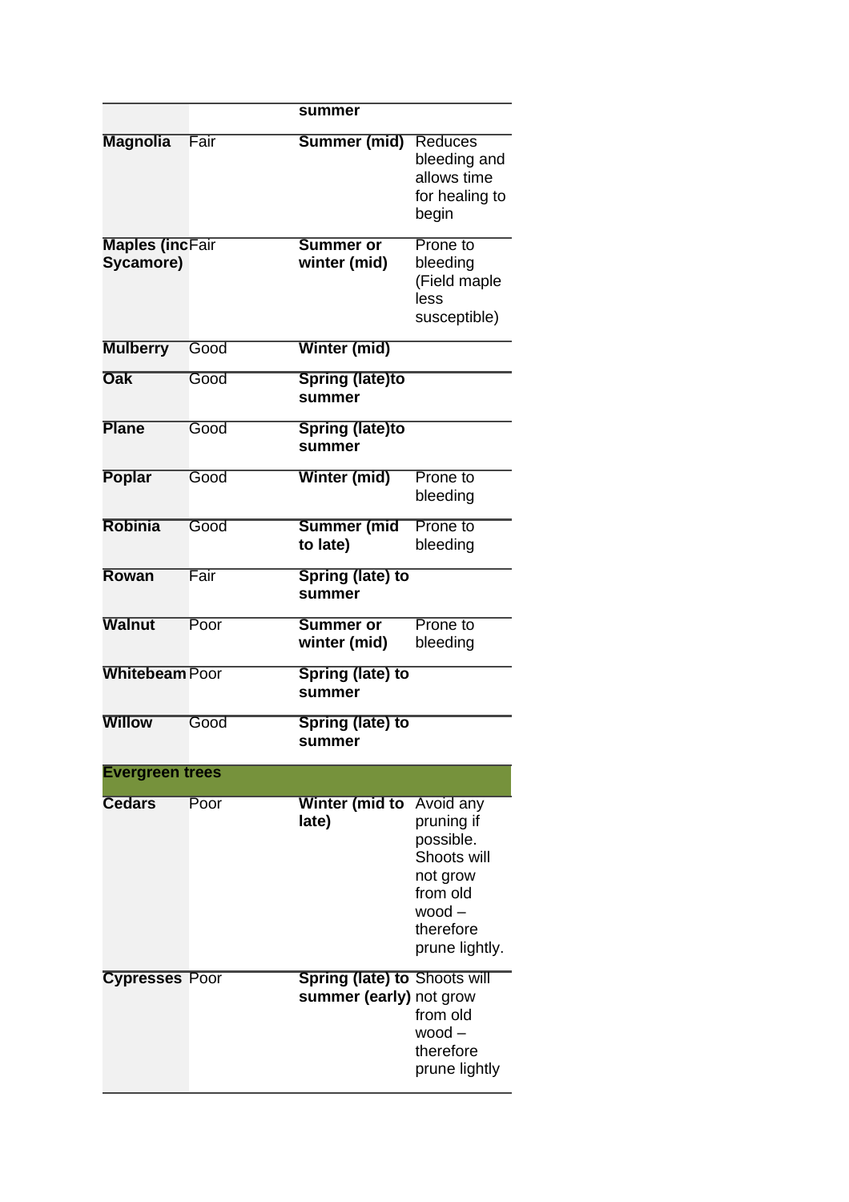| | | | |
|---|---|---|---|
| | | **summer** | |
| **Magnolia** | Fair | **Summer (mid)** | Reduces bleeding and allows time for healing to begin |
| **Maples (inc Sycamore)** | Fair | **Summer or winter (mid)** | Prone to bleeding (Field maple less susceptible) |
| **Mulberry** | Good | **Winter (mid)** | |
| **Oak** | Good | **Spring (late)to summer** | |
| **Plane** | Good | **Spring (late)to summer** | |
| **Poplar** | Good | **Winter (mid)** | Prone to bleeding |
| **Robinia** | Good | **Summer (mid to late)** | Prone to bleeding |
| **Rowan** | Fair | **Spring (late) to summer** | |
| **Walnut** | Poor | **Summer or winter (mid)** | Prone to bleeding |
| **Whitebeam** | Poor | **Spring (late) to summer** | |
| **Willow** | Good | **Spring (late) to summer** | |
| **Evergreen trees** | | | |
| **Cedars** | Poor | **Winter (mid to late)** | Avoid any pruning if possible. Shoots will not grow from old wood – therefore prune lightly. |
| **Cypresses** | Poor | **Spring (late) to summer (early)** | Shoots will not grow from old wood – therefore prune lightly |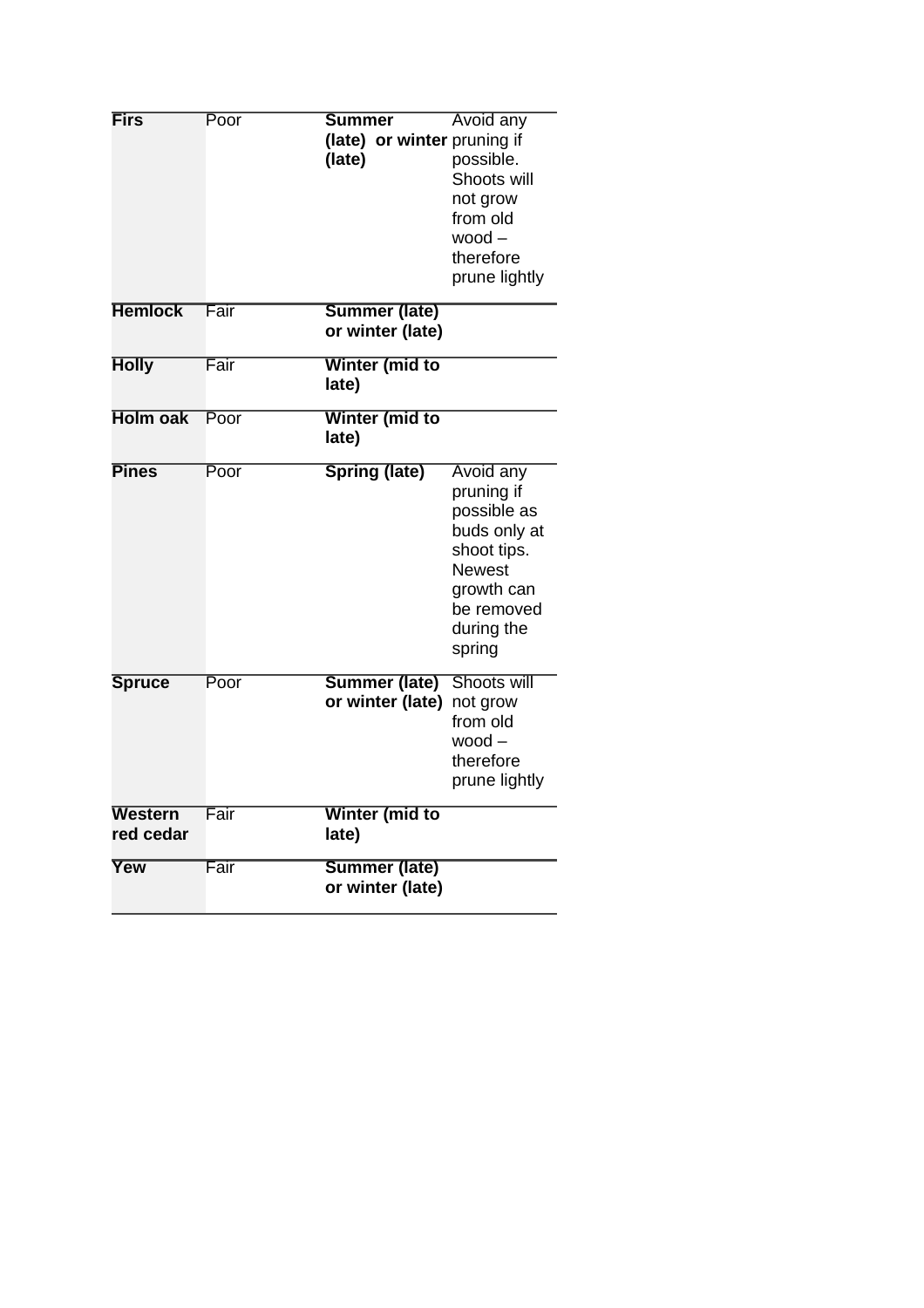| | | | |
|---|---|---|---|
| **Firs** | Poor | **Summer (late) or winter (late)** | Avoid any pruning if possible. Shoots will not grow from old wood – therefore prune lightly |
| **Hemlock** | Fair | **Summer (late) or winter (late)** | |
| **Holly** | Fair | **Winter (mid to late)** | |
| **Holm oak** | Poor | **Winter (mid to late)** | |
| **Pines** | Poor | **Spring (late)** | Avoid any pruning if possible as buds only at shoot tips. Newest growth can be removed during the spring |
| **Spruce** | Poor | **Summer (late) or winter (late)** | Shoots will not grow from old wood – therefore prune lightly |
| **Western red cedar** | Fair | **Winter (mid to late)** | |
| **Yew** | Fair | **Summer (late) or winter (late)** | |